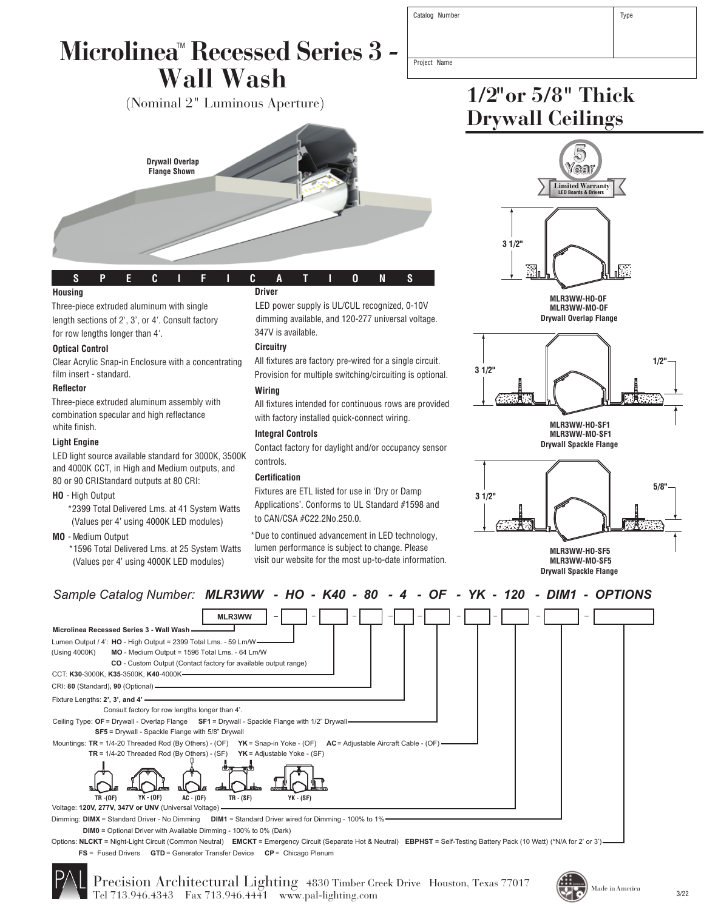| Catalog Number | Type |
|---|---|
| Project Name | |

# Microlinea™ Recessed Series 3 - Wall Wash

(Nominal 2" Luminous Aperture)

## 1/2" or 5/8" Thick Drywall Ceilings

5 Year Limited Warranty LED Boards & Drivers

Drywall Overlap Flange Shown

3 1/2"

MLR3WW-HO-OF
MLR3WW-MO-OF
Drywall Overlap Flange

3 1/2" 1/2"

MLR3WW-HO-SF1
MLR3WW-MO-SF1
Drywall Spackle Flange

3 1/2" 5/8"

MLR3WW-HO-SF5
MLR3WW-MO-SF5
Drywall Spackle Flange

## SPECIFICATIONS

**Housing**

Three-piece extruded aluminum with single length sections of 2', 3', or 4'. Consult factory for row lengths longer than 4'.

**Optical Control**

Clear Acrylic Snap-in Enclosure with a concentrating film insert - standard.

**Reflector**

Three-piece extruded aluminum assembly with combination specular and high reflectance white finish.

**Light Engine**

LED light source available standard for 3000K, 3500K and 4000K CCT, in High and Medium outputs, and 80 or 90 CRIStandard outputs at 80 CRI:

**HO** - High Output
*2399 Total Delivered Lms. at 41 System Watts (Values per 4' using 4000K LED modules)

**MO** - Medium Output
*1596 Total Delivered Lms. at 25 System Watts (Values per 4' using 4000K LED modules)

**Driver**

LED power supply is UL/CUL recognized, 0-10V dimming available, and 120-277 universal voltage. 347V is available.

**Circuitry**

All fixtures are factory pre-wired for a single circuit. Provision for multiple switching/circuiting is optional.

**Wiring**

All fixtures intended for continuous rows are provided with factory installed quick-connect wiring.

**Integral Controls**

Contact factory for daylight and/or occupancy sensor controls.

**Certification**

Fixtures are ETL listed for use in 'Dry or Damp Applications'. Conforms to UL Standard #1598 and to CAN/CSA #C22.2No.250.0.

*Due to continued advancement in LED technology, lumen performance is subject to change. Please visit our website for the most up-to-date information.

*Sample Catalog Number:* ***MLR3WW - HO - K40 - 80 - 4 - OF - YK - 120 - DIM1 - OPTIONS***

MLR3WW – ☐ – ☐ – ☐ – ☐ – ☐ – ☐ – ☐ – ☐ – ☐

**Microlinea Recessed Series 3 - Wall Wash**

Lumen Output / 4': **HO** - High Output = 2399 Total Lms. - 59 Lm/W
(Using 4000K) **MO** - Medium Output = 1596 Total Lms. - 64 Lm/W
**CO** - Custom Output (Contact factory for available output range)

CCT: **K30**-3000K, **K35**-3500K, **K40**-4000K

CRI: **80** (Standard), **90** (Optional)

Fixture Lengths: **2', 3', and 4'**
Consult factory for row lengths longer than 4'.

Ceiling Type: **OF** = Drywall - Overlap Flange **SF1** = Drywall - Spackle Flange with 1/2" Drywall
**SF5** = Drywall - Spackle Flange with 5/8" Drywall

Mountings: **TR** = 1/4-20 Threaded Rod (By Others) - (OF) **YK** = Snap-in Yoke - (OF) **AC** = Adjustable Aircraft Cable - (OF)
**TR** = 1/4-20 Threaded Rod (By Others) - (SF) **YK** = Adjustable Yoke - (SF)

TR - (OF) YK - (OF) AC - (OF) TR - (SF) YK - (SF)

Voltage: **120V, 277V, 347V or UNV** (Universal Voltage)

Dimming: **DIMX** = Standard Driver - No Dimming **DIM1** = Standard Driver wired for Dimming - 100% to 1%
**DIM0** = Optional Driver with Available Dimming - 100% to 0% (Dark)

Options: **NLCKT** = Night-Light Circuit (Common Neutral) **EMCKT** = Emergency Circuit (Separate Hot & Neutral) **EBPHST** = Self-Testing Battery Pack (10 Watt) (*N/A for 2' or 3')
**FS** = Fused Drivers **GTD** = Generator Transfer Device **CP** = Chicago Plenum

Precision Architectural Lighting 4830 Timber Creek Drive Houston, Texas 77017
Tel 713.946.4343 Fax 713.946.4441 www.pal-lighting.com

Made in America

3/22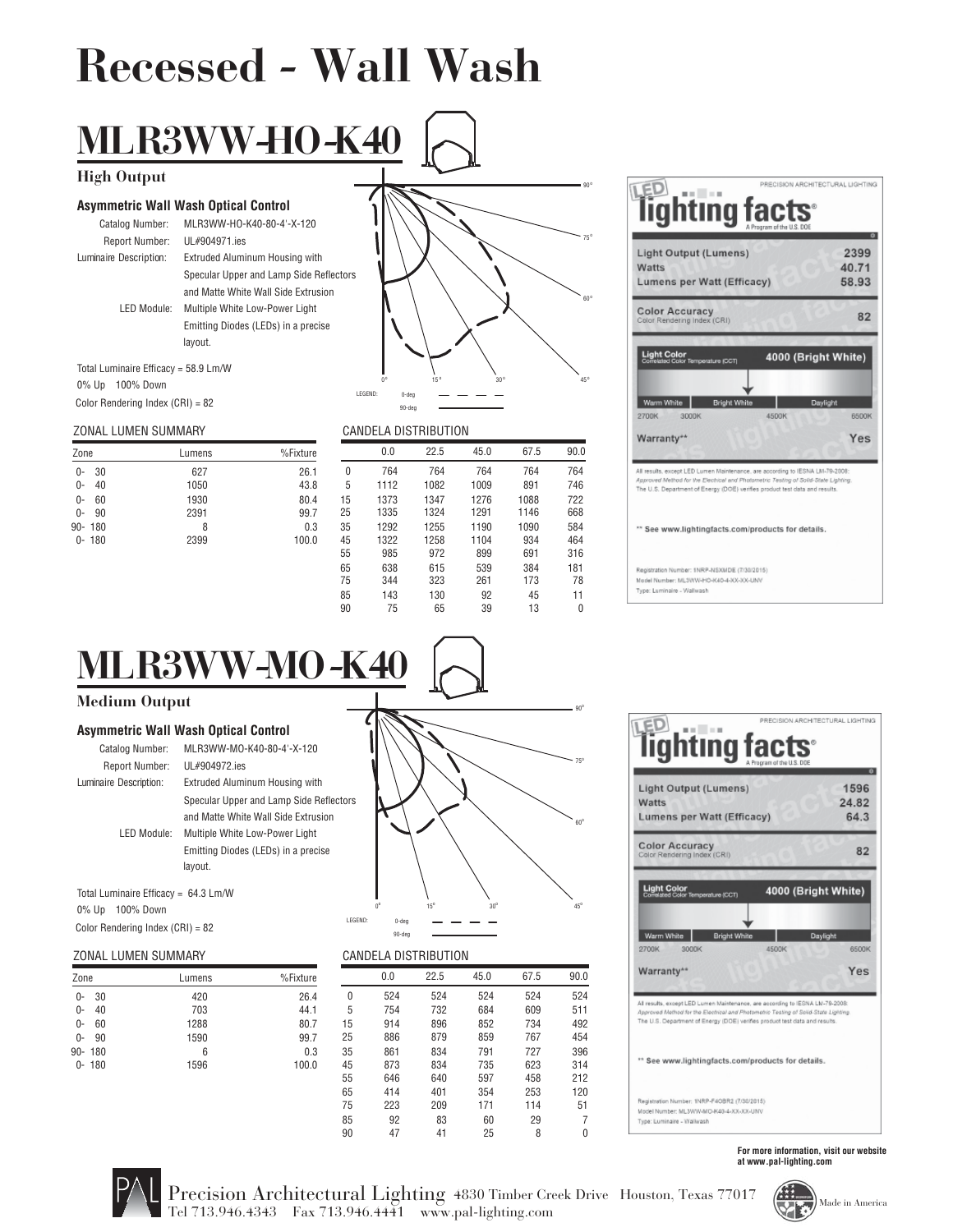# Recessed - Wall Wash

## MLR3WW-HO-K40

### High Output

**Asymmetric Wall Wash Optical Control**

Catalog Number: MLR3WW-HO-K40-80-4'-X-120
Report Number: UL#904971.ies
Luminaire Description: Extruded Aluminum Housing with Specular Upper and Lamp Side Reflectors and Matte White Wall Side Extrusion
LED Module: Multiple White Low-Power Light Emitting Diodes (LEDs) in a precise layout.

Total Luminaire Efficacy = 58.9 Lm/W
0% Up 100% Down
Color Rendering Index (CRI) = 82

90°
75°
60°
0° 15° 30° 45°
LEGEND: 0-deg 90-deg

ZONAL LUMEN SUMMARY

| Zone | Lumens | %Fixture |
|---|---|---|
| 0- 30 | 627 | 26.1 |
| 0- 40 | 1050 | 43.8 |
| 0- 60 | 1930 | 80.4 |
| 0- 90 | 2391 | 99.7 |
| 90- 180 | 8 | 0.3 |
| 0- 180 | 2399 | 100.0 |

CANDELA DISTRIBUTION

| | 0.0 | 22.5 | 45.0 | 67.5 | 90.0 |
|---|---|---|---|---|---|
| 0 | 764 | 764 | 764 | 764 | 764 |
| 5 | 1112 | 1082 | 1009 | 891 | 746 |
| 15 | 1373 | 1347 | 1276 | 1088 | 722 |
| 25 | 1335 | 1324 | 1291 | 1146 | 668 |
| 35 | 1292 | 1255 | 1190 | 1090 | 584 |
| 45 | 1322 | 1258 | 1104 | 934 | 464 |
| 55 | 985 | 972 | 899 | 691 | 316 |
| 65 | 638 | 615 | 539 | 384 | 181 |
| 75 | 344 | 323 | 261 | 173 | 78 |
| 85 | 143 | 130 | 92 | 45 | 11 |
| 90 | 75 | 65 | 39 | 13 | 0 |

**LED lighting facts®** A Program of the U.S. DOE — PRECISION ARCHITECTURAL LIGHTING

| | |
|---|---|
| Light Output (Lumens) | 2399 |
| Watts | 40.71 |
| Lumens per Watt (Efficacy) | 58.93 |
| Color Accuracy – Color Rendering Index (CRI) | 82 |
| Light Color – Correlated Color Temperature (CCT) | 4000 (Bright White) |
| Warranty** | Yes |

Warm White | Bright White | Daylight
2700K 3000K 4500K 6500K

All results, except LED Lumen Maintenance, are according to IESNA LM-79-2008: *Approved Method for the Electrical and Photometric Testing of Solid-State Lighting.* The U.S. Department of Energy (DOE) verifies product test data and results.

** See www.lightingfacts.com/products for details.

Registration Number: 1NRP-NSXMDE (7/30/2015)
Model Number: ML3WW-HO-K40-4-XX-XX-UNV
Type: Luminaire - Wallwash

## MLR3WW-MO-K40

### Medium Output

**Asymmetric Wall Wash Optical Control**

Catalog Number: MLR3WW-MO-K40-80-4'-X-120
Report Number: UL#904972.ies
Luminaire Description: Extruded Aluminum Housing with Specular Upper and Lamp Side Reflectors and Matte White Wall Side Extrusion
LED Module: Multiple White Low-Power Light Emitting Diodes (LEDs) in a precise layout.

Total Luminaire Efficacy = 64.3 Lm/W
0% Up 100% Down
Color Rendering Index (CRI) = 82

90°
75°
60°
0° 15° 30° 45°
LEGEND: 0-deg 90-deg

ZONAL LUMEN SUMMARY

| Zone | Lumens | %Fixture |
|---|---|---|
| 0- 30 | 420 | 26.4 |
| 0- 40 | 703 | 44.1 |
| 0- 60 | 1288 | 80.7 |
| 0- 90 | 1590 | 99.7 |
| 90- 180 | 6 | 0.3 |
| 0- 180 | 1596 | 100.0 |

CANDELA DISTRIBUTION

| | 0.0 | 22.5 | 45.0 | 67.5 | 90.0 |
|---|---|---|---|---|---|
| 0 | 524 | 524 | 524 | 524 | 524 |
| 5 | 754 | 732 | 684 | 609 | 511 |
| 15 | 914 | 896 | 852 | 734 | 492 |
| 25 | 886 | 879 | 859 | 767 | 454 |
| 35 | 861 | 834 | 791 | 727 | 396 |
| 45 | 873 | 834 | 735 | 623 | 314 |
| 55 | 646 | 640 | 597 | 458 | 212 |
| 65 | 414 | 401 | 354 | 253 | 120 |
| 75 | 223 | 209 | 171 | 114 | 51 |
| 85 | 92 | 83 | 60 | 29 | 7 |
| 90 | 47 | 41 | 25 | 8 | 0 |

**LED lighting facts®** A Program of the U.S. DOE — PRECISION ARCHITECTURAL LIGHTING

| | |
|---|---|
| Light Output (Lumens) | 1596 |
| Watts | 24.82 |
| Lumens per Watt (Efficacy) | 64.3 |
| Color Accuracy – Color Rendering Index (CRI) | 82 |
| Light Color – Correlated Color Temperature (CCT) | 4000 (Bright White) |
| Warranty** | Yes |

Warm White | Bright White | Daylight
2700K 3000K 4500K 6500K

All results, except LED Lumen Maintenance, are according to IESNA LM-79-2008: *Approved Method for the Electrical and Photometric Testing of Solid-State Lighting.* The U.S. Department of Energy (DOE) verifies product test data and results.

** See www.lightingfacts.com/products for details.

Registration Number: 1NRP-F4OBR2 (7/30/2015)
Model Number: ML3WW-MO-K40-4-XX-XX-UNV
Type: Luminaire - Wallwash

**For more information, visit our website at www.pal-lighting.com**

Precision Architectural Lighting 4830 Timber Creek Drive Houston, Texas 77017
Tel 713.946.4343 Fax 713.946.4441 www.pal-lighting.com

Made in America